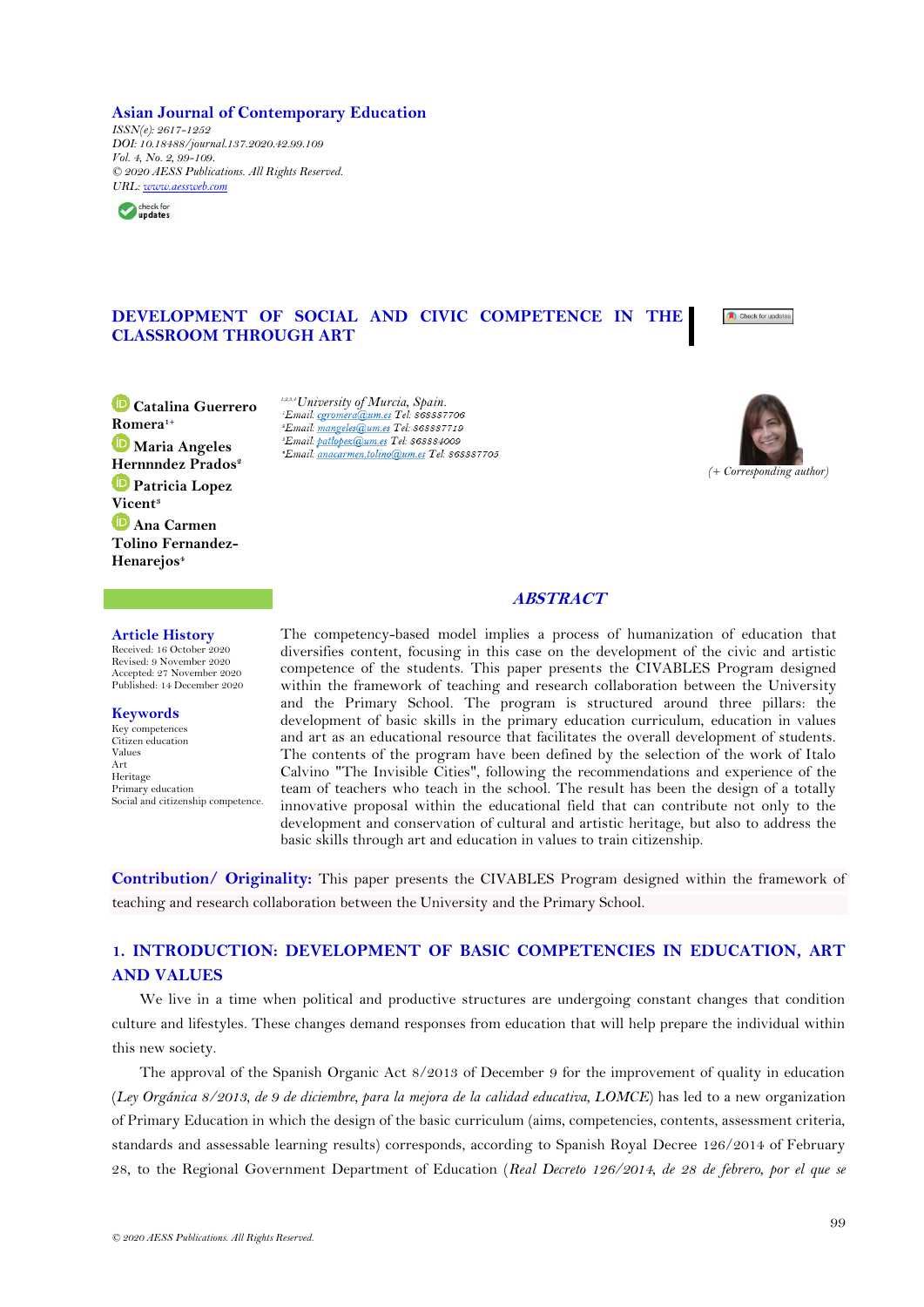**Asian Journal of Contemporary Education**

*ISSN(e): 2617-1252*
*DOI: 10.18488/journal.137.2020.42.99.109*
*Vol. 4, No. 2, 99-109.*
*© 2020 AESS Publications. All Rights Reserved.*
*URL: www.aessweb.com*

# DEVELOPMENT OF SOCIAL AND CIVIC COMPETENCE IN THE CLASSROOM THROUGH ART

**Catalina Guerrero Romera**[1+]
**Maria Angeles Hernnndez Prados**[2]
**Patricia Lopez Vicent**[3]
**Ana Carmen Tolino Fernandez-Henarejos**[4]

[1,2,3,4] *University of Murcia, Spain.*
[1] *Email: cgromera@um.es Tel: 868887706*
[2] *Email: mangeles@um.es Tel: 868887719*
[3] *Email: patlopez@um.es Tel: 868884009*
[4] *Email: anacarmen.tolino@um.es Tel: 868887705*

*(+ Corresponding author)*

## ABSTRACT

The competency-based model implies a process of humanization of education that diversifies content, focusing in this case on the development of the civic and artistic competence of the students. This paper presents the CIVABLES Program designed within the framework of teaching and research collaboration between the University and the Primary School. The program is structured around three pillars: the development of basic skills in the primary education curriculum, education in values and art as an educational resource that facilitates the overall development of students. The contents of the program have been defined by the selection of the work of Italo Calvino "The Invisible Cities", following the recommendations and experience of the team of teachers who teach in the school. The result has been the design of a totally innovative proposal within the educational field that can contribute not only to the development and conservation of cultural and artistic heritage, but also to address the basic skills through art and education in values to train citizenship.

**Article History**
Received: 16 October 2020
Revised: 9 November 2020
Accepted: 27 November 2020
Published: 14 December 2020

**Keywords**
Key competences
Citizen education
Values
Art
Heritage
Primary education
Social and citizenship competence.

**Contribution/ Originality:** This paper presents the CIVABLES Program designed within the framework of teaching and research collaboration between the University and the Primary School.

## 1. INTRODUCTION: DEVELOPMENT OF BASIC COMPETENCIES IN EDUCATION, ART AND VALUES

We live in a time when political and productive structures are undergoing constant changes that condition culture and lifestyles. These changes demand responses from education that will help prepare the individual within this new society.

The approval of the Spanish Organic Act 8/2013 of December 9 for the improvement of quality in education (*Ley Orgánica 8/2013, de 9 de diciembre, para la mejora de la calidad educativa, LOMCE*) has led to a new organization of Primary Education in which the design of the basic curriculum (aims, competencies, contents, assessment criteria, standards and assessable learning results) corresponds, according to Spanish Royal Decree 126/2014 of February 28, to the Regional Government Department of Education (*Real Decreto 126/2014, de 28 de febrero, por el que se*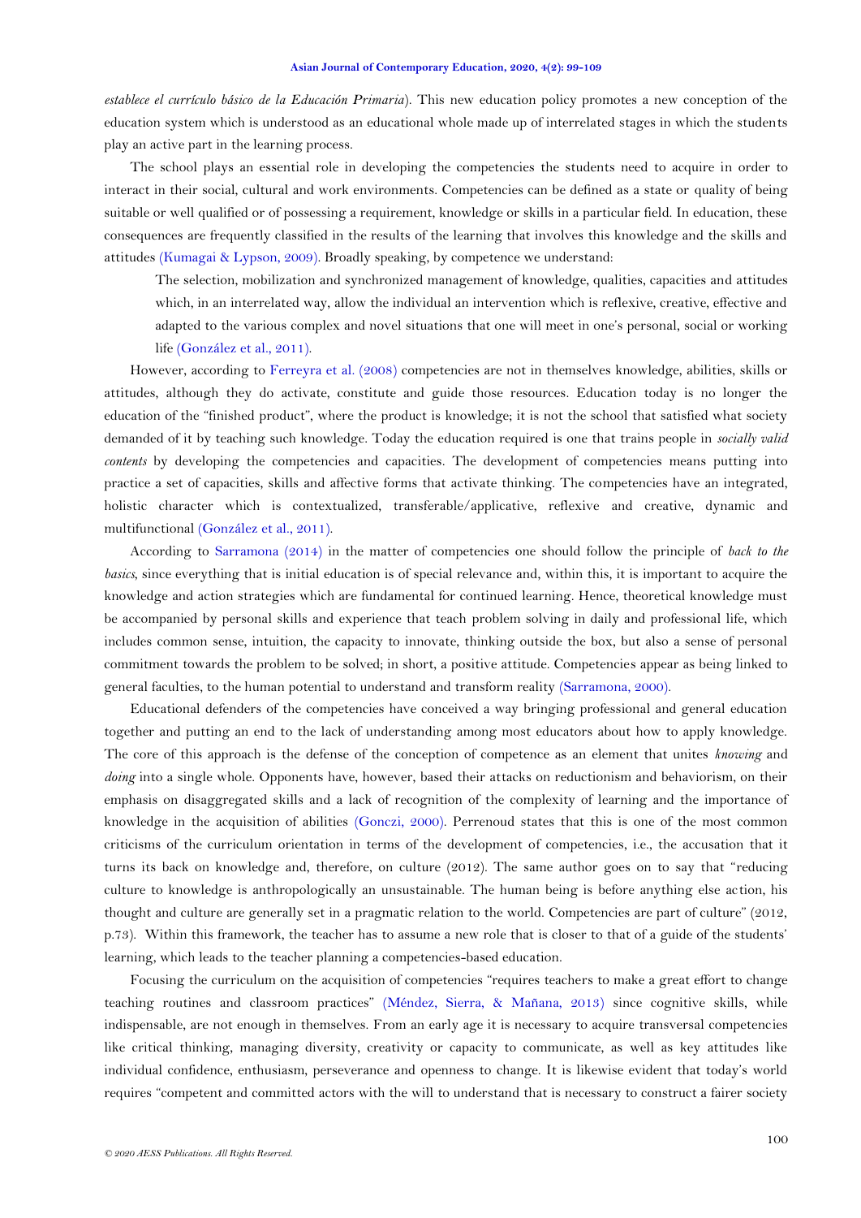*establece el currículo básico de la Educación Primaria*). This new education policy promotes a new conception of the education system which is understood as an educational whole made up of interrelated stages in which the students play an active part in the learning process.

The school plays an essential role in developing the competencies the students need to acquire in order to interact in their social, cultural and work environments. Competencies can be defined as a state or quality of being suitable or well qualified or of possessing a requirement, knowledge or skills in a particular field. In education, these consequences are frequently classified in the results of the learning that involves this knowledge and the skills and attitudes (Kumagai & Lypson, 2009). Broadly speaking, by competence we understand:

> The selection, mobilization and synchronized management of knowledge, qualities, capacities and attitudes which, in an interrelated way, allow the individual an intervention which is reflexive, creative, effective and adapted to the various complex and novel situations that one will meet in one's personal, social or working life (González et al., 2011).

However, according to Ferreyra et al. (2008) competencies are not in themselves knowledge, abilities, skills or attitudes, although they do activate, constitute and guide those resources. Education today is no longer the education of the "finished product", where the product is knowledge; it is not the school that satisfied what society demanded of it by teaching such knowledge. Today the education required is one that trains people in *socially valid contents* by developing the competencies and capacities. The development of competencies means putting into practice a set of capacities, skills and affective forms that activate thinking. The competencies have an integrated, holistic character which is contextualized, transferable/applicative, reflexive and creative, dynamic and multifunctional (González et al., 2011).

According to Sarramona (2014) in the matter of competencies one should follow the principle of *back to the basics*, since everything that is initial education is of special relevance and, within this, it is important to acquire the knowledge and action strategies which are fundamental for continued learning. Hence, theoretical knowledge must be accompanied by personal skills and experience that teach problem solving in daily and professional life, which includes common sense, intuition, the capacity to innovate, thinking outside the box, but also a sense of personal commitment towards the problem to be solved; in short, a positive attitude. Competencies appear as being linked to general faculties, to the human potential to understand and transform reality (Sarramona, 2000).

Educational defenders of the competencies have conceived a way bringing professional and general education together and putting an end to the lack of understanding among most educators about how to apply knowledge. The core of this approach is the defense of the conception of competence as an element that unites *knowing* and *doing* into a single whole. Opponents have, however, based their attacks on reductionism and behaviorism, on their emphasis on disaggregated skills and a lack of recognition of the complexity of learning and the importance of knowledge in the acquisition of abilities (Gonczi, 2000). Perrenoud states that this is one of the most common criticisms of the curriculum orientation in terms of the development of competencies, i.e., the accusation that it turns its back on knowledge and, therefore, on culture (2012). The same author goes on to say that "reducing culture to knowledge is anthropologically an unsustainable. The human being is before anything else action, his thought and culture are generally set in a pragmatic relation to the world. Competencies are part of culture" (2012, p.73). Within this framework, the teacher has to assume a new role that is closer to that of a guide of the students' learning, which leads to the teacher planning a competencies-based education.

Focusing the curriculum on the acquisition of competencies "requires teachers to make a great effort to change teaching routines and classroom practices" (Méndez, Sierra, & Mañana, 2013) since cognitive skills, while indispensable, are not enough in themselves. From an early age it is necessary to acquire transversal competencies like critical thinking, managing diversity, creativity or capacity to communicate, as well as key attitudes like individual confidence, enthusiasm, perseverance and openness to change. It is likewise evident that today's world requires "competent and committed actors with the will to understand that is necessary to construct a fairer society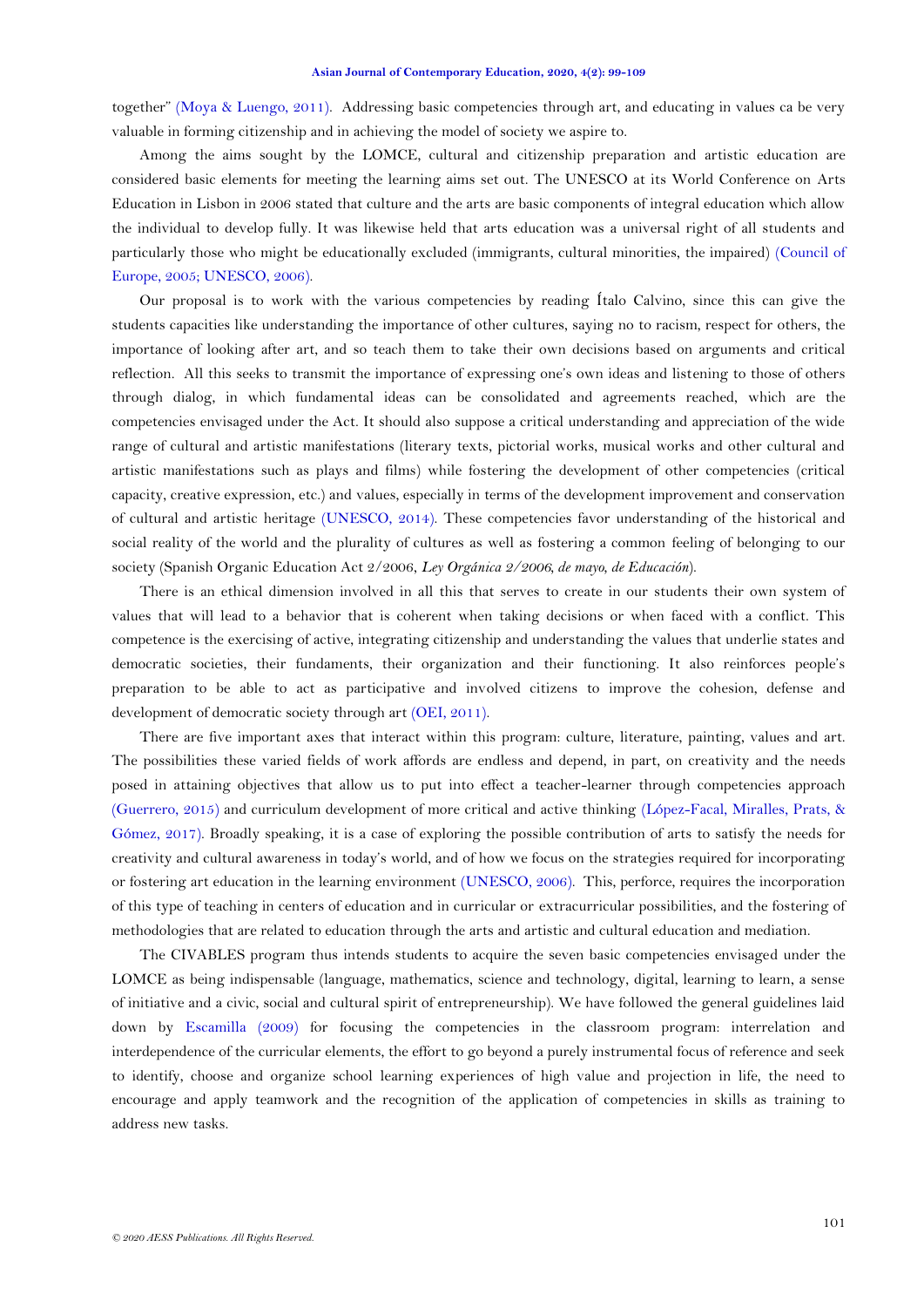together" (Moya & Luengo, 2011). Addressing basic competencies through art, and educating in values ca be very valuable in forming citizenship and in achieving the model of society we aspire to.

Among the aims sought by the LOMCE, cultural and citizenship preparation and artistic education are considered basic elements for meeting the learning aims set out. The UNESCO at its World Conference on Arts Education in Lisbon in 2006 stated that culture and the arts are basic components of integral education which allow the individual to develop fully. It was likewise held that arts education was a universal right of all students and particularly those who might be educationally excluded (immigrants, cultural minorities, the impaired) (Council of Europe, 2005; UNESCO, 2006).

Our proposal is to work with the various competencies by reading Ítalo Calvino, since this can give the students capacities like understanding the importance of other cultures, saying no to racism, respect for others, the importance of looking after art, and so teach them to take their own decisions based on arguments and critical reflection. All this seeks to transmit the importance of expressing one's own ideas and listening to those of others through dialog, in which fundamental ideas can be consolidated and agreements reached, which are the competencies envisaged under the Act. It should also suppose a critical understanding and appreciation of the wide range of cultural and artistic manifestations (literary texts, pictorial works, musical works and other cultural and artistic manifestations such as plays and films) while fostering the development of other competencies (critical capacity, creative expression, etc.) and values, especially in terms of the development improvement and conservation of cultural and artistic heritage (UNESCO, 2014). These competencies favor understanding of the historical and social reality of the world and the plurality of cultures as well as fostering a common feeling of belonging to our society (Spanish Organic Education Act 2/2006, *Ley Orgánica 2/2006, de mayo, de Educación*).

There is an ethical dimension involved in all this that serves to create in our students their own system of values that will lead to a behavior that is coherent when taking decisions or when faced with a conflict. This competence is the exercising of active, integrating citizenship and understanding the values that underlie states and democratic societies, their fundaments, their organization and their functioning. It also reinforces people's preparation to be able to act as participative and involved citizens to improve the cohesion, defense and development of democratic society through art (OEI, 2011).

There are five important axes that interact within this program: culture, literature, painting, values and art. The possibilities these varied fields of work affords are endless and depend, in part, on creativity and the needs posed in attaining objectives that allow us to put into effect a teacher-learner through competencies approach (Guerrero, 2015) and curriculum development of more critical and active thinking (López-Facal, Miralles, Prats, & Gómez, 2017). Broadly speaking, it is a case of exploring the possible contribution of arts to satisfy the needs for creativity and cultural awareness in today's world, and of how we focus on the strategies required for incorporating or fostering art education in the learning environment (UNESCO, 2006). This, perforce, requires the incorporation of this type of teaching in centers of education and in curricular or extracurricular possibilities, and the fostering of methodologies that are related to education through the arts and artistic and cultural education and mediation.

The CIVABLES program thus intends students to acquire the seven basic competencies envisaged under the LOMCE as being indispensable (language, mathematics, science and technology, digital, learning to learn, a sense of initiative and a civic, social and cultural spirit of entrepreneurship). We have followed the general guidelines laid down by Escamilla (2009) for focusing the competencies in the classroom program: interrelation and interdependence of the curricular elements, the effort to go beyond a purely instrumental focus of reference and seek to identify, choose and organize school learning experiences of high value and projection in life, the need to encourage and apply teamwork and the recognition of the application of competencies in skills as training to address new tasks.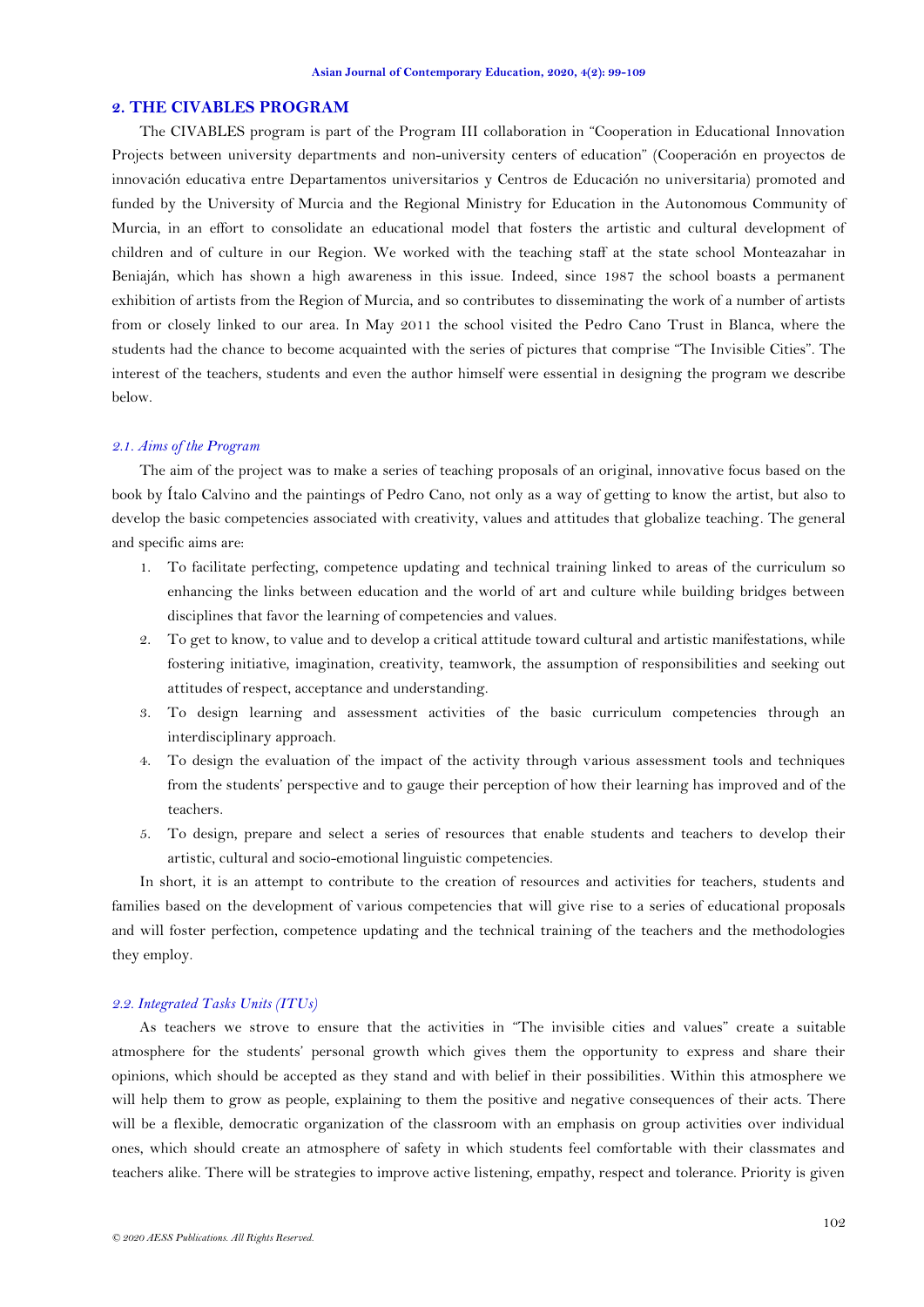## 2. THE CIVABLES PROGRAM

The CIVABLES program is part of the Program III collaboration in "Cooperation in Educational Innovation Projects between university departments and non-university centers of education" (Cooperación en proyectos de innovación educativa entre Departamentos universitarios y Centros de Educación no universitaria) promoted and funded by the University of Murcia and the Regional Ministry for Education in the Autonomous Community of Murcia, in an effort to consolidate an educational model that fosters the artistic and cultural development of children and of culture in our Region. We worked with the teaching staff at the state school Monteazahar in Beniaján, which has shown a high awareness in this issue. Indeed, since 1987 the school boasts a permanent exhibition of artists from the Region of Murcia, and so contributes to disseminating the work of a number of artists from or closely linked to our area. In May 2011 the school visited the Pedro Cano Trust in Blanca, where the students had the chance to become acquainted with the series of pictures that comprise "The Invisible Cities". The interest of the teachers, students and even the author himself were essential in designing the program we describe below.

### *2.1. Aims of the Program*

The aim of the project was to make a series of teaching proposals of an original, innovative focus based on the book by Ítalo Calvino and the paintings of Pedro Cano, not only as a way of getting to know the artist, but also to develop the basic competencies associated with creativity, values and attitudes that globalize teaching. The general and specific aims are:

1. To facilitate perfecting, competence updating and technical training linked to areas of the curriculum so enhancing the links between education and the world of art and culture while building bridges between disciplines that favor the learning of competencies and values.
2. To get to know, to value and to develop a critical attitude toward cultural and artistic manifestations, while fostering initiative, imagination, creativity, teamwork, the assumption of responsibilities and seeking out attitudes of respect, acceptance and understanding.
3. To design learning and assessment activities of the basic curriculum competencies through an interdisciplinary approach.
4. To design the evaluation of the impact of the activity through various assessment tools and techniques from the students' perspective and to gauge their perception of how their learning has improved and of the teachers.
5. To design, prepare and select a series of resources that enable students and teachers to develop their artistic, cultural and socio-emotional linguistic competencies.

In short, it is an attempt to contribute to the creation of resources and activities for teachers, students and families based on the development of various competencies that will give rise to a series of educational proposals and will foster perfection, competence updating and the technical training of the teachers and the methodologies they employ.

### *2.2. Integrated Tasks Units (ITUs)*

As teachers we strove to ensure that the activities in "The invisible cities and values" create a suitable atmosphere for the students' personal growth which gives them the opportunity to express and share their opinions, which should be accepted as they stand and with belief in their possibilities. Within this atmosphere we will help them to grow as people, explaining to them the positive and negative consequences of their acts. There will be a flexible, democratic organization of the classroom with an emphasis on group activities over individual ones, which should create an atmosphere of safety in which students feel comfortable with their classmates and teachers alike. There will be strategies to improve active listening, empathy, respect and tolerance. Priority is given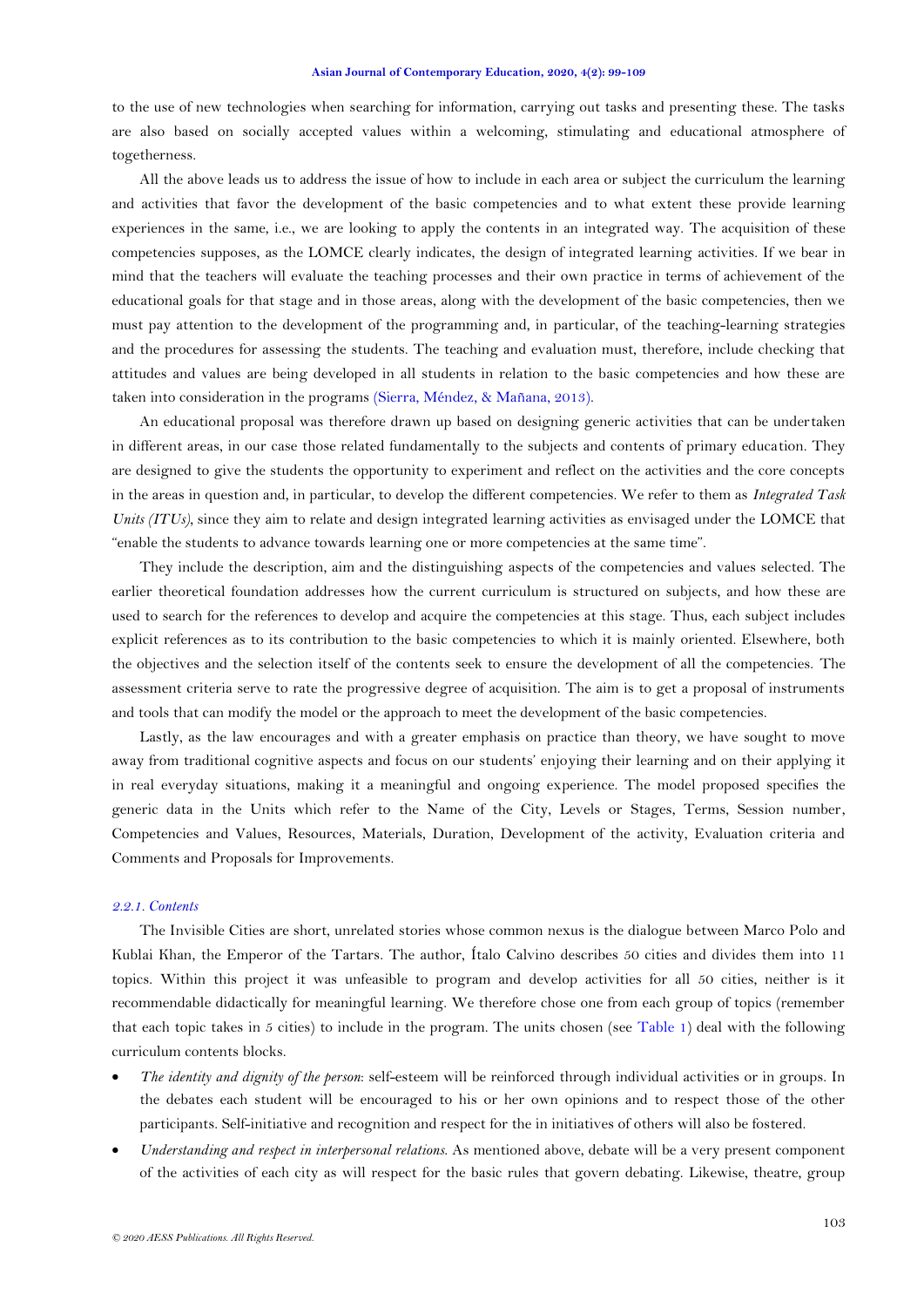to the use of new technologies when searching for information, carrying out tasks and presenting these. The tasks are also based on socially accepted values within a welcoming, stimulating and educational atmosphere of togetherness.

All the above leads us to address the issue of how to include in each area or subject the curriculum the learning and activities that favor the development of the basic competencies and to what extent these provide learning experiences in the same, i.e., we are looking to apply the contents in an integrated way. The acquisition of these competencies supposes, as the LOMCE clearly indicates, the design of integrated learning activities. If we bear in mind that the teachers will evaluate the teaching processes and their own practice in terms of achievement of the educational goals for that stage and in those areas, along with the development of the basic competencies, then we must pay attention to the development of the programming and, in particular, of the teaching-learning strategies and the procedures for assessing the students. The teaching and evaluation must, therefore, include checking that attitudes and values are being developed in all students in relation to the basic competencies and how these are taken into consideration in the programs (Sierra, Méndez, & Mañana, 2013).

An educational proposal was therefore drawn up based on designing generic activities that can be undertaken in different areas, in our case those related fundamentally to the subjects and contents of primary education. They are designed to give the students the opportunity to experiment and reflect on the activities and the core concepts in the areas in question and, in particular, to develop the different competencies. We refer to them as *Integrated Task Units (ITUs)*, since they aim to relate and design integrated learning activities as envisaged under the LOMCE that "enable the students to advance towards learning one or more competencies at the same time".

They include the description, aim and the distinguishing aspects of the competencies and values selected. The earlier theoretical foundation addresses how the current curriculum is structured on subjects, and how these are used to search for the references to develop and acquire the competencies at this stage. Thus, each subject includes explicit references as to its contribution to the basic competencies to which it is mainly oriented. Elsewhere, both the objectives and the selection itself of the contents seek to ensure the development of all the competencies. The assessment criteria serve to rate the progressive degree of acquisition. The aim is to get a proposal of instruments and tools that can modify the model or the approach to meet the development of the basic competencies.

Lastly, as the law encourages and with a greater emphasis on practice than theory, we have sought to move away from traditional cognitive aspects and focus on our students' enjoying their learning and on their applying it in real everyday situations, making it a meaningful and ongoing experience. The model proposed specifies the generic data in the Units which refer to the Name of the City, Levels or Stages, Terms, Session number, Competencies and Values, Resources, Materials, Duration, Development of the activity, Evaluation criteria and Comments and Proposals for Improvements.

#### *2.2.1. Contents*

The Invisible Cities are short, unrelated stories whose common nexus is the dialogue between Marco Polo and Kublai Khan, the Emperor of the Tartars. The author, Ítalo Calvino describes 50 cities and divides them into 11 topics. Within this project it was unfeasible to program and develop activities for all 50 cities, neither is it recommendable didactically for meaningful learning. We therefore chose one from each group of topics (remember that each topic takes in 5 cities) to include in the program. The units chosen (see Table 1) deal with the following curriculum contents blocks.

- *The identity and dignity of the person*: self-esteem will be reinforced through individual activities or in groups. In the debates each student will be encouraged to his or her own opinions and to respect those of the other participants. Self-initiative and recognition and respect for the in initiatives of others will also be fostered.
- *Understanding and respect in interpersonal relations.* As mentioned above, debate will be a very present component of the activities of each city as will respect for the basic rules that govern debating. Likewise, theatre, group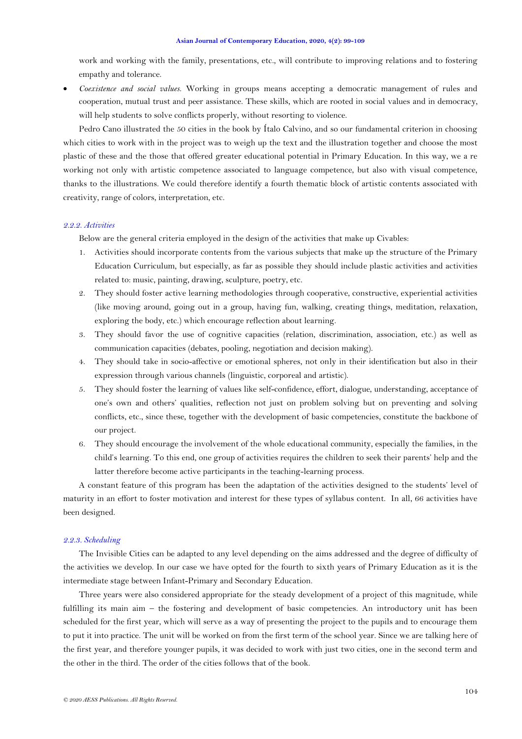work and working with the family, presentations, etc., will contribute to improving relations and to fostering empathy and tolerance.

- *Coexistence and social values.* Working in groups means accepting a democratic management of rules and cooperation, mutual trust and peer assistance. These skills, which are rooted in social values and in democracy, will help students to solve conflicts properly, without resorting to violence.

Pedro Cano illustrated the 50 cities in the book by Ítalo Calvino, and so our fundamental criterion in choosing which cities to work with in the project was to weigh up the text and the illustration together and choose the most plastic of these and the those that offered greater educational potential in Primary Education. In this way, we a re working not only with artistic competence associated to language competence, but also with visual competence, thanks to the illustrations. We could therefore identify a fourth thematic block of artistic contents associated with creativity, range of colors, interpretation, etc.

#### *2.2.2. Activities*

Below are the general criteria employed in the design of the activities that make up Civables:

1. Activities should incorporate contents from the various subjects that make up the structure of the Primary Education Curriculum, but especially, as far as possible they should include plastic activities and activities related to: music, painting, drawing, sculpture, poetry, etc.
2. They should foster active learning methodologies through cooperative, constructive, experiential activities (like moving around, going out in a group, having fun, walking, creating things, meditation, relaxation, exploring the body, etc.) which encourage reflection about learning.
3. They should favor the use of cognitive capacities (relation, discrimination, association, etc.) as well as communication capacities (debates, pooling, negotiation and decision making).
4. They should take in socio-affective or emotional spheres, not only in their identification but also in their expression through various channels (linguistic, corporeal and artistic).
5. They should foster the learning of values like self-confidence, effort, dialogue, understanding, acceptance of one's own and others' qualities, reflection not just on problem solving but on preventing and solving conflicts, etc., since these, together with the development of basic competencies, constitute the backbone of our project.
6. They should encourage the involvement of the whole educational community, especially the families, in the child's learning. To this end, one group of activities requires the children to seek their parents' help and the latter therefore become active participants in the teaching-learning process.

A constant feature of this program has been the adaptation of the activities designed to the students' level of maturity in an effort to foster motivation and interest for these types of syllabus content. In all, 66 activities have been designed.

#### *2.2.3. Scheduling*

The Invisible Cities can be adapted to any level depending on the aims addressed and the degree of difficulty of the activities we develop. In our case we have opted for the fourth to sixth years of Primary Education as it is the intermediate stage between Infant-Primary and Secondary Education.

Three years were also considered appropriate for the steady development of a project of this magnitude, while fulfilling its main aim – the fostering and development of basic competencies. An introductory unit has been scheduled for the first year, which will serve as a way of presenting the project to the pupils and to encourage them to put it into practice. The unit will be worked on from the first term of the school year. Since we are talking here of the first year, and therefore younger pupils, it was decided to work with just two cities, one in the second term and the other in the third. The order of the cities follows that of the book.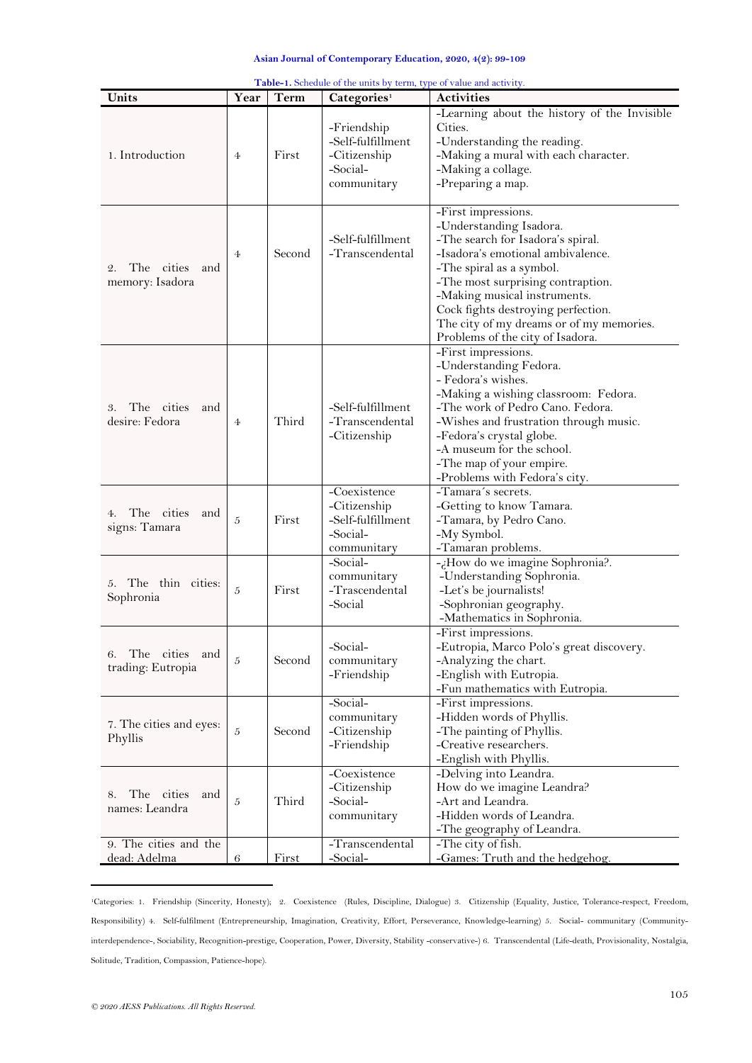**Table-1.** Schedule of the units by term, type of value and activity.

| Units | Year | Term | Categories[1] | Activities |
|---|---|---|---|---|
| 1. Introduction | 4 | First | -Friendship<br>-Self-fulfillment<br>-Citizenship<br>-Social-communitary | -Learning about the history of the Invisible Cities.<br>-Understanding the reading.<br>-Making a mural with each character.<br>-Making a collage.<br>-Preparing a map. |
| 2. The cities and memory: Isadora | 4 | Second | -Self-fulfillment<br>-Transcendental | -First impressions.<br>-Understanding Isadora.<br>-The search for Isadora's spiral.<br>-Isadora's emotional ambivalence.<br>-The spiral as a symbol.<br>-The most surprising contraption.<br>-Making musical instruments.<br>Cock fights destroying perfection.<br>The city of my dreams or of my memories.<br>Problems of the city of Isadora. |
| 3. The cities and desire: Fedora | 4 | Third | -Self-fulfillment<br>-Transcendental<br>-Citizenship | -First impressions.<br>-Understanding Fedora.<br>- Fedora's wishes.<br>-Making a wishing classroom: Fedora.<br>-The work of Pedro Cano. Fedora.<br>-Wishes and frustration through music.<br>-Fedora's crystal globe.<br>-A museum for the school.<br>-The map of your empire.<br>-Problems with Fedora's city. |
| 4. The cities and signs: Tamara | 5 | First | -Coexistence<br>-Citizenship<br>-Self-fulfillment<br>-Social-communitary | -Tamara´s secrets.<br>-Getting to know Tamara.<br>-Tamara, by Pedro Cano.<br>-My Symbol.<br>-Tamaran problems. |
| 5. The thin cities: Sophronia | 5 | First | -Social-communitary<br>-Trascendental<br>-Social | -¿How do we imagine Sophronia?.<br>-Understanding Sophronia.<br>-Let's be journalists!<br>-Sophronian geography.<br>-Mathematics in Sophronia. |
| 6. The cities and trading: Eutropia | 5 | Second | -Social-communitary<br>-Friendship | -First impressions.<br>-Eutropia, Marco Polo's great discovery.<br>-Analyzing the chart.<br>-English with Eutropia.<br>-Fun mathematics with Eutropia. |
| 7. The cities and eyes: Phyllis | 5 | Second | -Social-communitary<br>-Citizenship<br>-Friendship | -First impressions.<br>-Hidden words of Phyllis.<br>-The painting of Phyllis.<br>-Creative researchers.<br>-English with Phyllis. |
| 8. The cities and names: Leandra | 5 | Third | -Coexistence<br>-Citizenship<br>-Social-communitary | -Delving into Leandra.<br>How do we imagine Leandra?<br>-Art and Leandra.<br>-Hidden words of Leandra.<br>-The geography of Leandra. |
| 9. The cities and the dead: Adelma | 6 | First | -Transcendental<br>-Social- | -The city of fish.<br>-Games: Truth and the hedgehog. |

[1]Categories: 1. Friendship (Sincerity, Honesty); 2. Coexistence (Rules, Discipline, Dialogue) 3. Citizenship (Equality, Justice, Tolerance-respect, Freedom, Responsibility) 4. Self-fulfilment (Entrepreneurship, Imagination, Creativity, Effort, Perseverance, Knowledge-learning) 5. Social- communitary (Community-interdependence-, Sociability, Recognition-prestige, Cooperation, Power, Diversity, Stability -conservative-) 6. Transcendental (Life-death, Provisionality, Nostalgia, Solitude, Tradition, Compassion, Patience-hope).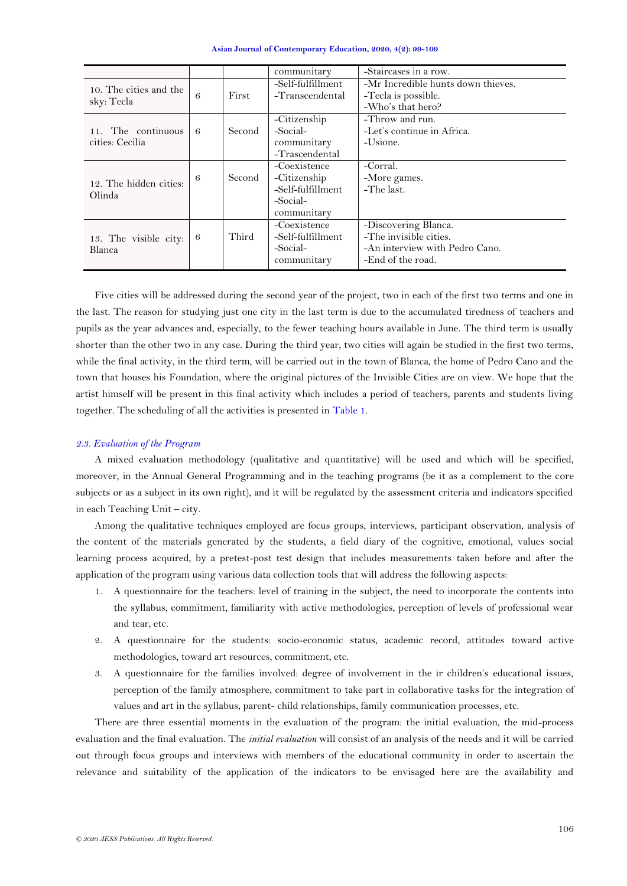| | | | communitary | -Staircases in a row. |
|---|---|---|---|---|
| 10. The cities and the sky: Tecla | 6 | First | -Self-fulfillment<br>-Transcendental | -Mr Incredible hunts down thieves.<br>-Tecla is possible.<br>-Who's that hero? |
| 11. The continuous cities: Cecilia | 6 | Second | -Citizenship<br>-Social-communitary<br>-Trascendental | -Throw and run.<br>-Let's continue in Africa.<br>-Usione. |
| 12. The hidden cities: Olinda | 6 | Second | -Coexistence<br>-Citizenship<br>-Self-fulfillment<br>-Social-communitary | -Corral.<br>-More games.<br>-The last. |
| 13. The visible city: Blanca | 6 | Third | -Coexistence<br>-Self-fulfillment<br>-Social-communitary | -Discovering Blanca.<br>-The invisible cities.<br>-An interview with Pedro Cano.<br>-End of the road. |

Five cities will be addressed during the second year of the project, two in each of the first two terms and one in the last. The reason for studying just one city in the last term is due to the accumulated tiredness of teachers and pupils as the year advances and, especially, to the fewer teaching hours available in June. The third term is usually shorter than the other two in any case. During the third year, two cities will again be studied in the first two terms, while the final activity, in the third term, will be carried out in the town of Blanca, the home of Pedro Cano and the town that houses his Foundation, where the original pictures of the Invisible Cities are on view. We hope that the artist himself will be present in this final activity which includes a period of teachers, parents and students living together. The scheduling of all the activities is presented in Table 1.

### *2.3. Evaluation of the Program*

A mixed evaluation methodology (qualitative and quantitative) will be used and which will be specified, moreover, in the Annual General Programming and in the teaching programs (be it as a complement to the core subjects or as a subject in its own right), and it will be regulated by the assessment criteria and indicators specified in each Teaching Unit – city.

Among the qualitative techniques employed are focus groups, interviews, participant observation, analysis of the content of the materials generated by the students, a field diary of the cognitive, emotional, values social learning process acquired, by a pretest-post test design that includes measurements taken before and after the application of the program using various data collection tools that will address the following aspects:

1. A questionnaire for the teachers: level of training in the subject, the need to incorporate the contents into the syllabus, commitment, familiarity with active methodologies, perception of levels of professional wear and tear, etc.
2. A questionnaire for the students: socio-economic status, academic record, attitudes toward active methodologies, toward art resources, commitment, etc.
3. A questionnaire for the families involved: degree of involvement in the ir children's educational issues, perception of the family atmosphere, commitment to take part in collaborative tasks for the integration of values and art in the syllabus, parent- child relationships, family communication processes, etc.

There are three essential moments in the evaluation of the program: the initial evaluation, the mid-process evaluation and the final evaluation. The *initial evaluation* will consist of an analysis of the needs and it will be carried out through focus groups and interviews with members of the educational community in order to ascertain the relevance and suitability of the application of the indicators to be envisaged here are the availability and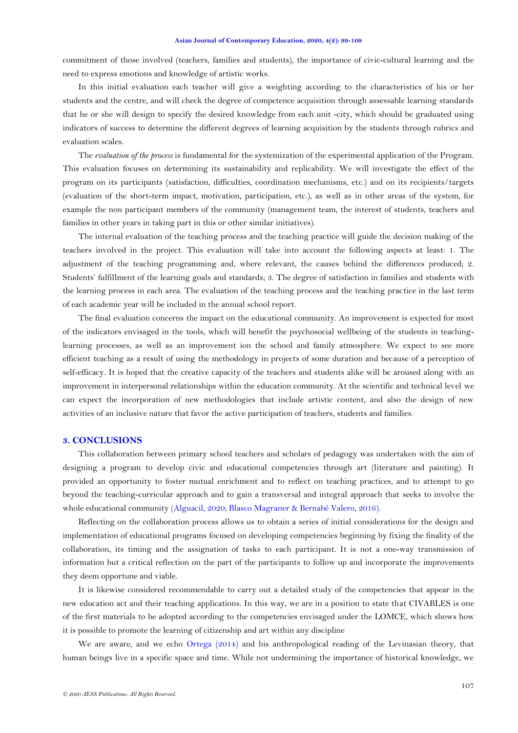commitment of those involved (teachers, families and students), the importance of civic-cultural learning and the need to express emotions and knowledge of artistic works.

In this initial evaluation each teacher will give a weighting according to the characteristics of his or her students and the centre, and will check the degree of competence acquisition through assessable learning standards that he or she will design to specify the desired knowledge from each unit -city, which should be graduated using indicators of success to determine the different degrees of learning acquisition by the students through rubrics and evaluation scales.

The *evaluation of the process* is fundamental for the systemization of the experimental application of the Program. This evaluation focuses on determining its sustainability and replicability. We will investigate the effect of the program on its participants (satisfaction, difficulties, coordination mechanisms, etc.) and on its recipients/targets (evaluation of the short-term impact, motivation, participation, etc.), as well as in other areas of the system, for example the non participant members of the community (management team, the interest of students, teachers and families in other years in taking part in this or other similar initiatives).

The internal evaluation of the teaching process and the teaching practice will guide the decision making of the teachers involved in the project. This evaluation will take into account the following aspects at least: 1. The adjustment of the teaching programming and, where relevant, the causes behind the differences produced; 2. Students' fulfillment of the learning goals and standards; 3. The degree of satisfaction in families and students with the learning process in each area. The evaluation of the teaching process and the teaching practice in the last term of each academic year will be included in the annual school report.

The final evaluation concerns the impact on the educational community. An improvement is expected for most of the indicators envisaged in the tools, which will benefit the psychosocial wellbeing of the students in teaching-learning processes, as well as an improvement ion the school and family atmosphere. We expect to see more efficient teaching as a result of using the methodology in projects of some duration and because of a perception of self-efficacy. It is hoped that the creative capacity of the teachers and students alike will be aroused along with an improvement in interpersonal relationships within the education community. At the scientific and technical level we can expect the incorporation of new methodologies that include artistic content, and also the design of new activities of an inclusive nature that favor the active participation of teachers, students and families.

## 3. CONCLUSIONS

This collaboration between primary school teachers and scholars of pedagogy was undertaken with the aim of designing a program to develop civic and educational competencies through art (literature and painting). It provided an opportunity to foster mutual enrichment and to reflect on teaching practices, and to attempt to go beyond the teaching-curricular approach and to gain a transversal and integral approach that seeks to involve the whole educational community (Alguacil, 2020; Blasco Magraner & Bernabé Valero, 2016).

Reflecting on the collaboration process allows us to obtain a series of initial considerations for the design and implementation of educational programs focused on developing competencies beginning by fixing the finality of the collaboration, its timing and the assignation of tasks to each participant. It is not a one-way transmission of information but a critical reflection on the part of the participants to follow up and incorporate the improvements they deem opportune and viable.

It is likewise considered recommendable to carry out a detailed study of the competencies that appear in the new education act and their teaching applications. In this way, we are in a position to state that CIVABLES is one of the first materials to be adopted according to the competencies envisaged under the LOMCE, which shows how it is possible to promote the learning of citizenship and art within any discipline

We are aware, and we echo Ortega (2014) and his anthropological reading of the Levinasian theory, that human beings live in a specific space and time. While not undermining the importance of historical knowledge, we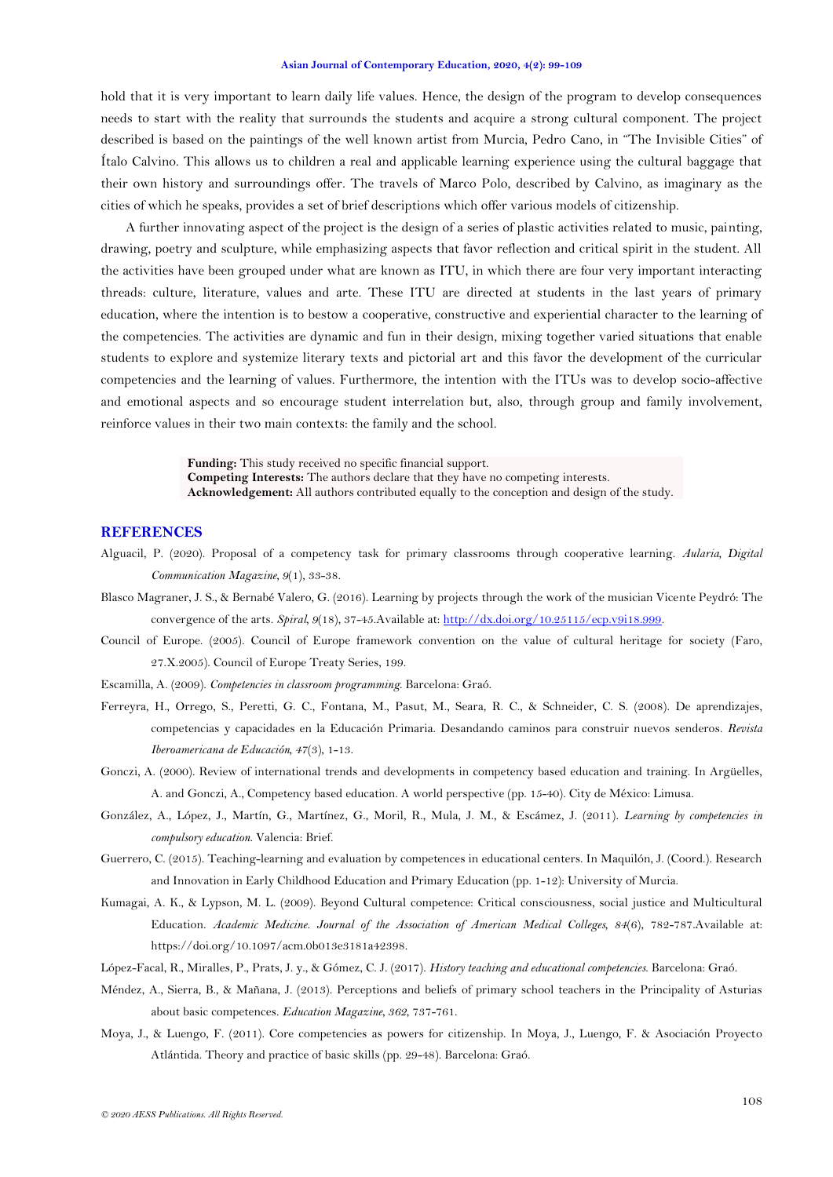hold that it is very important to learn daily life values. Hence, the design of the program to develop consequences needs to start with the reality that surrounds the students and acquire a strong cultural component. The project described is based on the paintings of the well known artist from Murcia, Pedro Cano, in "The Invisible Cities" of Ítalo Calvino. This allows us to children a real and applicable learning experience using the cultural baggage that their own history and surroundings offer. The travels of Marco Polo, described by Calvino, as imaginary as the cities of which he speaks, provides a set of brief descriptions which offer various models of citizenship.

A further innovating aspect of the project is the design of a series of plastic activities related to music, painting, drawing, poetry and sculpture, while emphasizing aspects that favor reflection and critical spirit in the student. All the activities have been grouped under what are known as ITU, in which there are four very important interacting threads: culture, literature, values and arte. These ITU are directed at students in the last years of primary education, where the intention is to bestow a cooperative, constructive and experiential character to the learning of the competencies. The activities are dynamic and fun in their design, mixing together varied situations that enable students to explore and systemize literary texts and pictorial art and this favor the development of the curricular competencies and the learning of values. Furthermore, the intention with the ITUs was to develop socio-affective and emotional aspects and so encourage student interrelation but, also, through group and family involvement, reinforce values in their two main contexts: the family and the school.

**Funding:** This study received no specific financial support.
**Competing Interests:** The authors declare that they have no competing interests.
**Acknowledgement:** All authors contributed equally to the conception and design of the study.

## REFERENCES

Alguacil, P. (2020). Proposal of a competency task for primary classrooms through cooperative learning. *Aularia, Digital Communication Magazine, 9*(1), 33-38.

Blasco Magraner, J. S., & Bernabé Valero, G. (2016). Learning by projects through the work of the musician Vicente Peydró: The convergence of the arts. *Spiral, 9*(18), 37-45.Available at: http://dx.doi.org/10.25115/ecp.v9i18.999.

Council of Europe. (2005). Council of Europe framework convention on the value of cultural heritage for society (Faro, 27.X.2005). Council of Europe Treaty Series, 199.

Escamilla, A. (2009). *Competencies in classroom programming.* Barcelona: Graó.

Ferreyra, H., Orrego, S., Peretti, G. C., Fontana, M., Pasut, M., Seara, R. C., & Schneider, C. S. (2008). De aprendizajes, competencias y capacidades en la Educación Primaria. Desandando caminos para construir nuevos senderos. *Revista Iberoamericana de Educación, 47*(3), 1-13.

Gonczi, A. (2000). Review of international trends and developments in competency based education and training. In Argüelles, A. and Gonczi, A., Competency based education. A world perspective (pp. 15-40). City de México: Limusa.

González, A., López, J., Martín, G., Martínez, G., Moril, R., Mula, J. M., & Escámez, J. (2011). *Learning by competencies in compulsory education.* Valencia: Brief.

Guerrero, C. (2015). Teaching-learning and evaluation by competences in educational centers. In Maquilón, J. (Coord.). Research and Innovation in Early Childhood Education and Primary Education (pp. 1-12): University of Murcia.

Kumagai, A. K., & Lypson, M. L. (2009). Beyond Cultural competence: Critical consciousness, social justice and Multicultural Education. *Academic Medicine. Journal of the Association of American Medical Colleges, 84*(6), 782-787.Available at: https://doi.org/10.1097/acm.0b013e3181a42398.

López-Facal, R., Miralles, P., Prats, J. y., & Gómez, C. J. (2017). *History teaching and educational competencies.* Barcelona: Graó.

Méndez, A., Sierra, B., & Mañana, J. (2013). Perceptions and beliefs of primary school teachers in the Principality of Asturias about basic competences. *Education Magazine, 362*, 737-761.

Moya, J., & Luengo, F. (2011). Core competencies as powers for citizenship. In Moya, J., Luengo, F. & Asociación Proyecto Atlántida. Theory and practice of basic skills (pp. 29-48). Barcelona: Graó.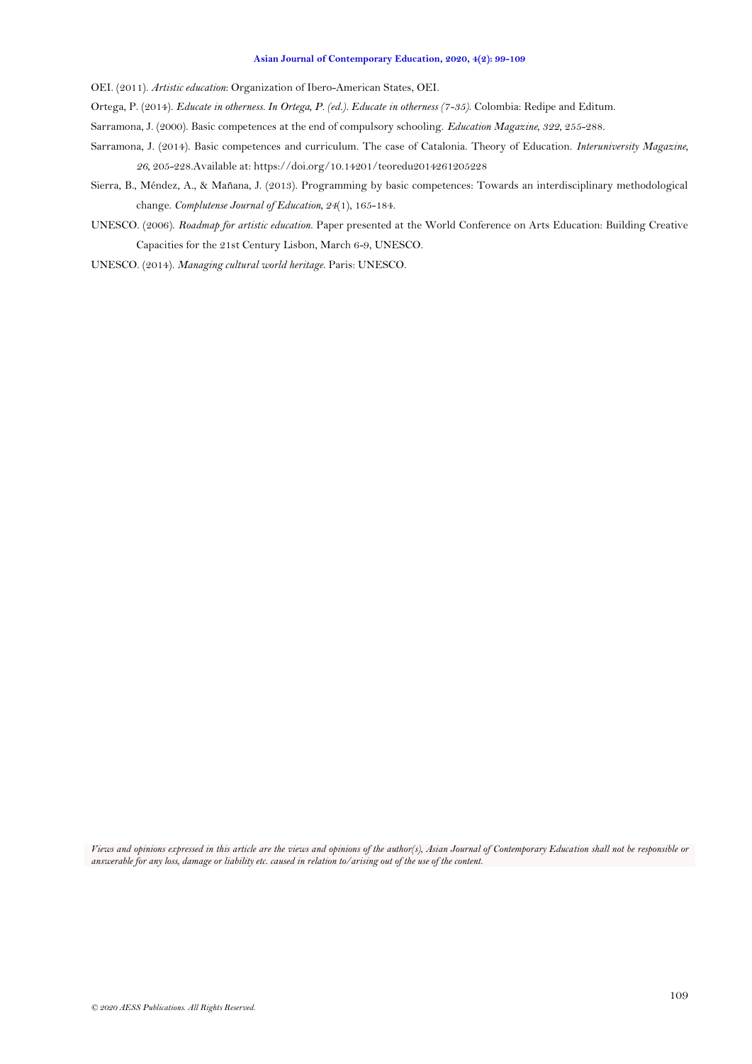OEI. (2011). *Artistic education*: Organization of Ibero-American States, OEI.

Ortega, P. (2014). *Educate in otherness. In Ortega, P. (ed.). Educate in otherness (7-35).* Colombia: Redipe and Editum.

Sarramona, J. (2000). Basic competences at the end of compulsory schooling. *Education Magazine, 322*, 255-288.

Sarramona, J. (2014). Basic competences and curriculum. The case of Catalonia. Theory of Education. *Interuniversity Magazine, 26*, 205-228.Available at: https://doi.org/10.14201/teoredu2014261205228

Sierra, B., Méndez, A., & Mañana, J. (2013). Programming by basic competences: Towards an interdisciplinary methodological change. *Complutense Journal of Education, 24*(1), 165-184.

UNESCO. (2006). *Roadmap for artistic education.* Paper presented at the World Conference on Arts Education: Building Creative Capacities for the 21st Century Lisbon, March 6-9, UNESCO.

UNESCO. (2014). *Managing cultural world heritage.* Paris: UNESCO.

*Views and opinions expressed in this article are the views and opinions of the author(s), Asian Journal of Contemporary Education shall not be responsible or answerable for any loss, damage or liability etc. caused in relation to/arising out of the use of the content.*